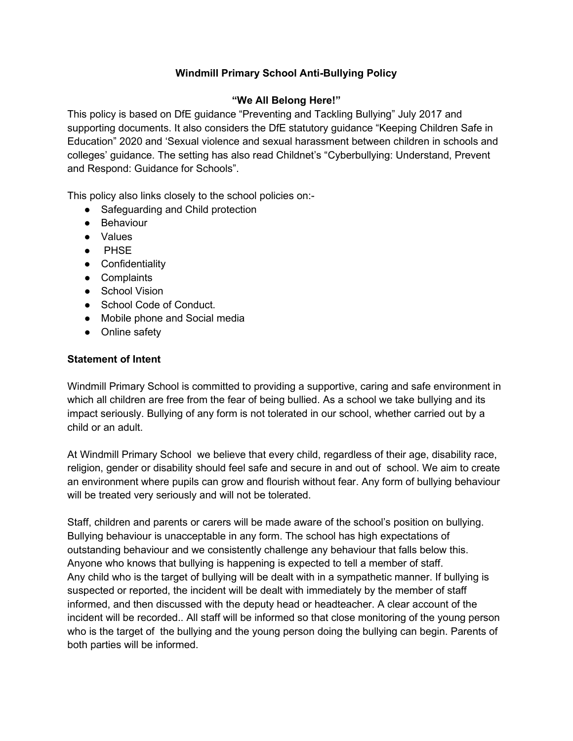# Windmill Primary School Anti-Bullying Policy

## "We All Belong Here!"

This policy is based on DfE guidance "Preventing and Tackling Bullying" July 2017 and supporting documents. It also considers the DfE statutory guidance "Keeping Children Safe in Education" 2020 and 'Sexual violence and sexual harassment between children in schools and colleges' guidance. The setting has also read Childnet's "Cyberbullying: Understand, Prevent and Respond: Guidance for Schools".

This policy also links closely to the school policies on:-

- Safeguarding and Child protection
- Behaviour
- Values
- PHSE
- Confidentiality
- Complaints
- School Vision
- School Code of Conduct.
- Mobile phone and Social media
- Online safety

### Statement of Intent

Windmill Primary School is committed to providing a supportive, caring and safe environment in which all children are free from the fear of being bullied. As a school we take bullying and its impact seriously. Bullying of any form is not tolerated in our school, whether carried out by a child or an adult.

At Windmill Primary School we believe that every child, regardless of their age, disability race, religion, gender or disability should feel safe and secure in and out of school. We aim to create an environment where pupils can grow and flourish without fear. Any form of bullying behaviour will be treated very seriously and will not be tolerated.

Staff, children and parents or carers will be made aware of the school's position on bullying. Bullying behaviour is unacceptable in any form. The school has high expectations of outstanding behaviour and we consistently challenge any behaviour that falls below this. Anyone who knows that bullying is happening is expected to tell a member of staff.
Any child who is the target of bullying will be dealt with in a sympathetic manner. If bullying is suspected or reported, the incident will be dealt with immediately by the member of staff informed, and then discussed with the deputy head or headteacher. A clear account of the incident will be recorded.. All staff will be informed so that close monitoring of the young person who is the target of the bullying and the young person doing the bullying can begin. Parents of both parties will be informed.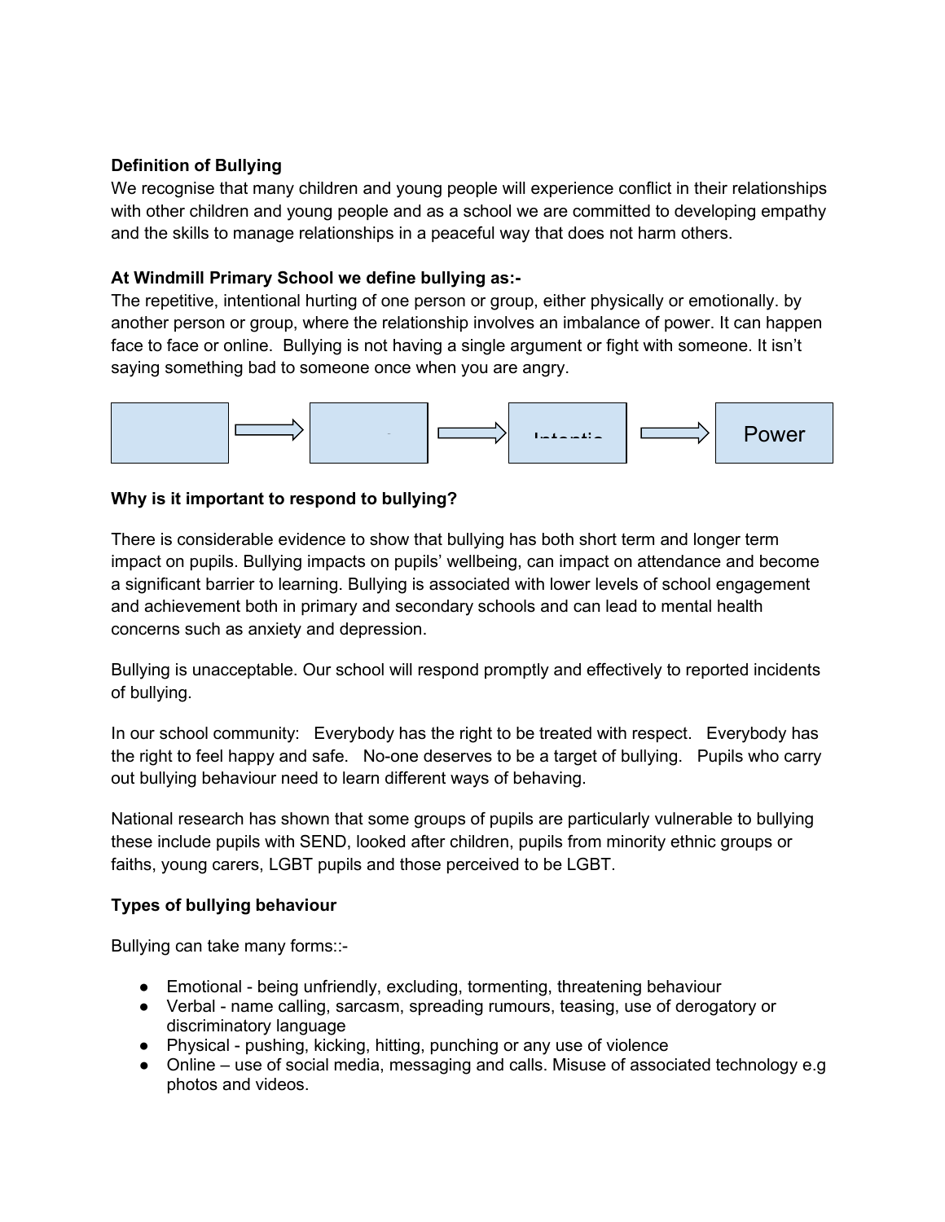**Definition of Bullying**

We recognise that many children and young people will experience conflict in their relationships with other children and young people and as a school we are committed to developing empathy and the skills to manage relationships in a peaceful way that does not harm others.

**At Windmill Primary School we define bullying as:-**

The repetitive, intentional hurting of one person or group, either physically or emotionally. by another person or group, where the relationship involves an imbalance of power. It can happen face to face or online. Bullying is not having a single argument or fight with someone. It isn't saying something bad to someone once when you are angry.

[ ] ⇒ [ ] ⇒ [Intentio] ⇒ [Power]

**Why is it important to respond to bullying?**

There is considerable evidence to show that bullying has both short term and longer term impact on pupils. Bullying impacts on pupils' wellbeing, can impact on attendance and become a significant barrier to learning. Bullying is associated with lower levels of school engagement and achievement both in primary and secondary schools and can lead to mental health concerns such as anxiety and depression.

Bullying is unacceptable. Our school will respond promptly and effectively to reported incidents of bullying.

In our school community: Everybody has the right to be treated with respect. Everybody has the right to feel happy and safe. No-one deserves to be a target of bullying. Pupils who carry out bullying behaviour need to learn different ways of behaving.

National research has shown that some groups of pupils are particularly vulnerable to bullying these include pupils with SEND, looked after children, pupils from minority ethnic groups or faiths, young carers, LGBT pupils and those perceived to be LGBT.

**Types of bullying behaviour**

Bullying can take many forms::-

- Emotional - being unfriendly, excluding, tormenting, threatening behaviour
- Verbal - name calling, sarcasm, spreading rumours, teasing, use of derogatory or discriminatory language
- Physical - pushing, kicking, hitting, punching or any use of violence
- Online – use of social media, messaging and calls. Misuse of associated technology e.g photos and videos.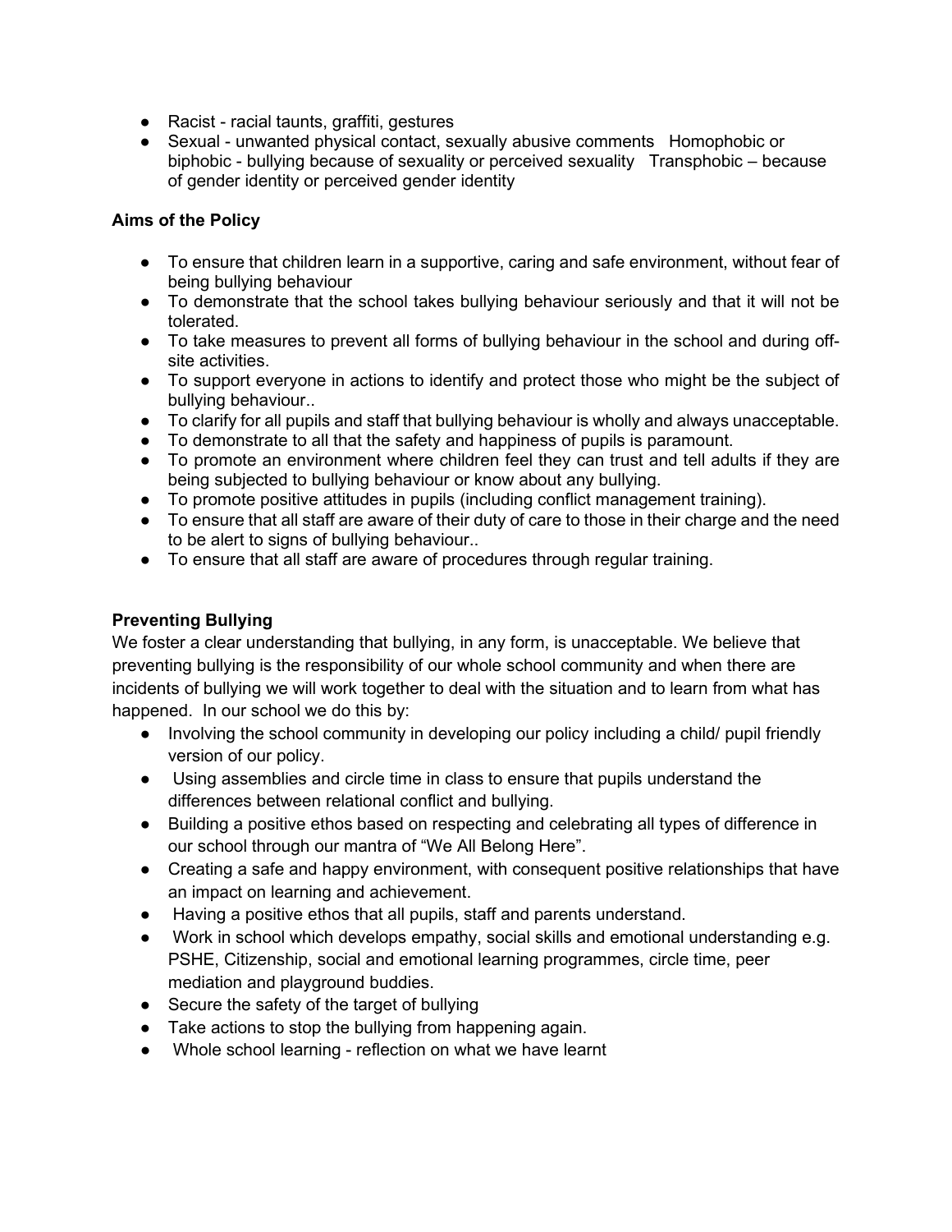- Racist - racial taunts, graffiti, gestures
- Sexual - unwanted physical contact, sexually abusive comments   Homophobic or biphobic - bullying because of sexuality or perceived sexuality   Transphobic – because of gender identity or perceived gender identity

**Aims of the Policy**

- To ensure that children learn in a supportive, caring and safe environment, without fear of being bullying behaviour
- To demonstrate that the school takes bullying behaviour seriously and that it will not be tolerated.
- To take measures to prevent all forms of bullying behaviour in the school and during off-site activities.
- To support everyone in actions to identify and protect those who might be the subject of bullying behaviour..
- To clarify for all pupils and staff that bullying behaviour is wholly and always unacceptable.
- To demonstrate to all that the safety and happiness of pupils is paramount.
- To promote an environment where children feel they can trust and tell adults if they are being subjected to bullying behaviour or know about any bullying.
- To promote positive attitudes in pupils (including conflict management training).
- To ensure that all staff are aware of their duty of care to those in their charge and the need to be alert to signs of bullying behaviour..
- To ensure that all staff are aware of procedures through regular training.

**Preventing Bullying**

We foster a clear understanding that bullying, in any form, is unacceptable. We believe that preventing bullying is the responsibility of our whole school community and when there are incidents of bullying we will work together to deal with the situation and to learn from what has happened.  In our school we do this by:

- Involving the school community in developing our policy including a child/ pupil friendly version of our policy.
- Using assemblies and circle time in class to ensure that pupils understand the differences between relational conflict and bullying.
- Building a positive ethos based on respecting and celebrating all types of difference in our school through our mantra of "We All Belong Here".
- Creating a safe and happy environment, with consequent positive relationships that have an impact on learning and achievement.
- Having a positive ethos that all pupils, staff and parents understand.
- Work in school which develops empathy, social skills and emotional understanding e.g. PSHE, Citizenship, social and emotional learning programmes, circle time, peer mediation and playground buddies.
- Secure the safety of the target of bullying
- Take actions to stop the bullying from happening again.
- Whole school learning - reflection on what we have learnt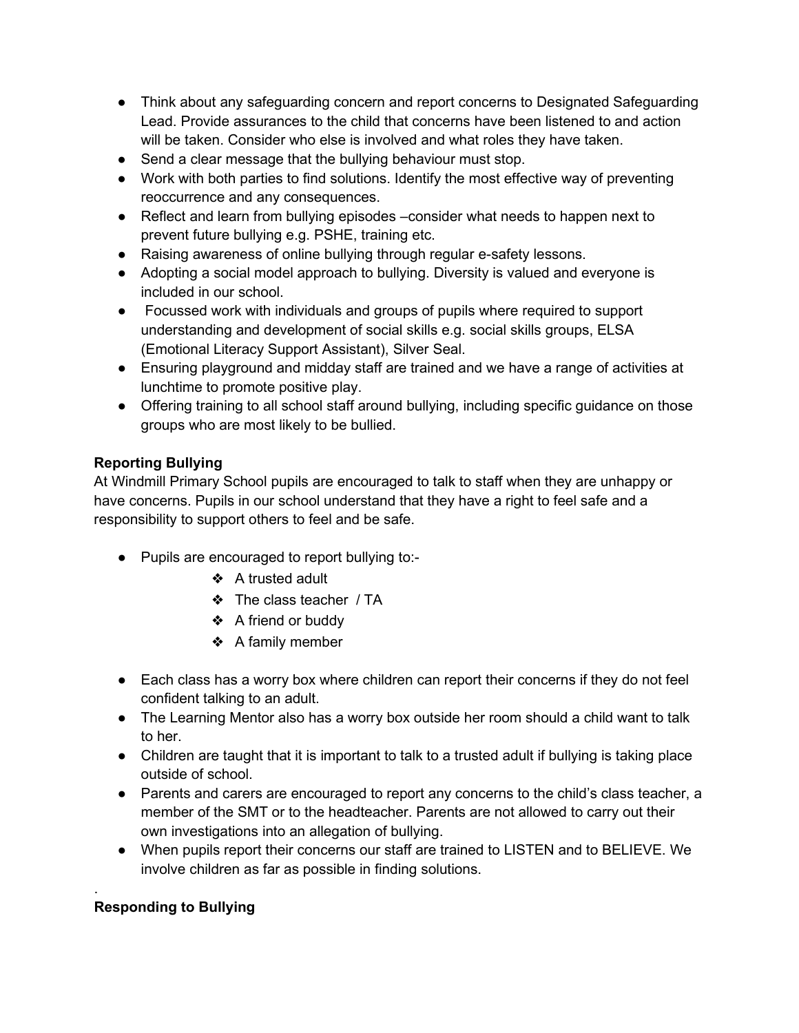- Think about any safeguarding concern and report concerns to Designated Safeguarding Lead. Provide assurances to the child that concerns have been listened to and action will be taken. Consider who else is involved and what roles they have taken.
- Send a clear message that the bullying behaviour must stop.
- Work with both parties to find solutions. Identify the most effective way of preventing reoccurrence and any consequences.
- Reflect and learn from bullying episodes –consider what needs to happen next to prevent future bullying e.g. PSHE, training etc.
- Raising awareness of online bullying through regular e-safety lessons.
- Adopting a social model approach to bullying. Diversity is valued and everyone is included in our school.
- Focussed work with individuals and groups of pupils where required to support understanding and development of social skills e.g. social skills groups, ELSA (Emotional Literacy Support Assistant), Silver Seal.
- Ensuring playground and midday staff are trained and we have a range of activities at lunchtime to promote positive play.
- Offering training to all school staff around bullying, including specific guidance on those groups who are most likely to be bullied.

**Reporting Bullying**

At Windmill Primary School pupils are encouraged to talk to staff when they are unhappy or have concerns. Pupils in our school understand that they have a right to feel safe and a responsibility to support others to feel and be safe.

- Pupils are encouraged to report bullying to:-
    - A trusted adult
    - The class teacher / TA
    - A friend or buddy
    - A family member

- Each class has a worry box where children can report their concerns if they do not feel confident talking to an adult.
- The Learning Mentor also has a worry box outside her room should a child want to talk to her.
- Children are taught that it is important to talk to a trusted adult if bullying is taking place outside of school.
- Parents and carers are encouraged to report any concerns to the child's class teacher, a member of the SMT or to the headteacher. Parents are not allowed to carry out their own investigations into an allegation of bullying.
- When pupils report their concerns our staff are trained to LISTEN and to BELIEVE. We involve children as far as possible in finding solutions.

.

**Responding to Bullying**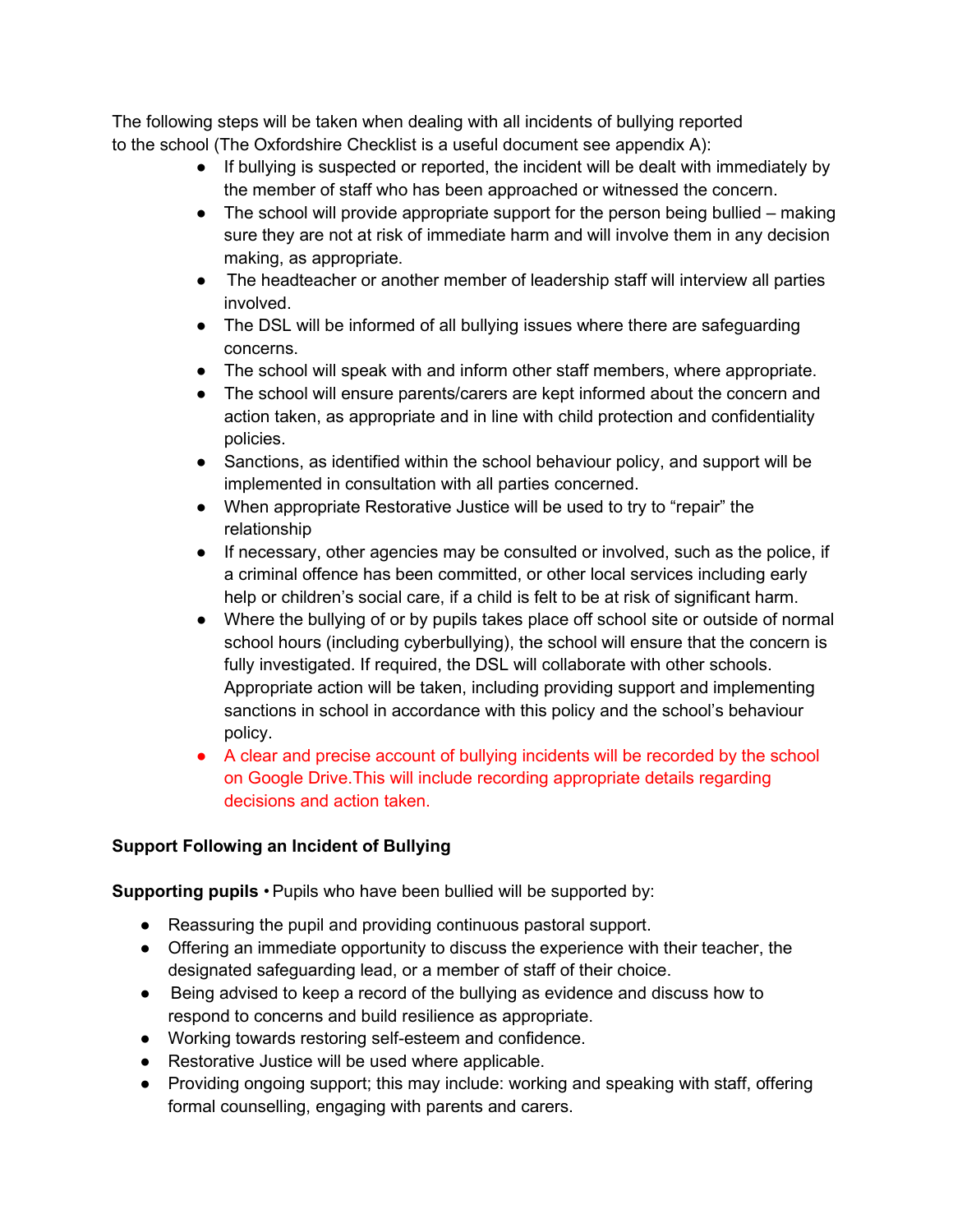The following steps will be taken when dealing with all incidents of bullying reported to the school (The Oxfordshire Checklist is a useful document see appendix A):

- If bullying is suspected or reported, the incident will be dealt with immediately by the member of staff who has been approached or witnessed the concern.
- The school will provide appropriate support for the person being bullied – making sure they are not at risk of immediate harm and will involve them in any decision making, as appropriate.
- The headteacher or another member of leadership staff will interview all parties involved.
- The DSL will be informed of all bullying issues where there are safeguarding concerns.
- The school will speak with and inform other staff members, where appropriate.
- The school will ensure parents/carers are kept informed about the concern and action taken, as appropriate and in line with child protection and confidentiality policies.
- Sanctions, as identified within the school behaviour policy, and support will be implemented in consultation with all parties concerned.
- When appropriate Restorative Justice will be used to try to "repair" the relationship
- If necessary, other agencies may be consulted or involved, such as the police, if a criminal offence has been committed, or other local services including early help or children's social care, if a child is felt to be at risk of significant harm.
- Where the bullying of or by pupils takes place off school site or outside of normal school hours (including cyberbullying), the school will ensure that the concern is fully investigated. If required, the DSL will collaborate with other schools. Appropriate action will be taken, including providing support and implementing sanctions in school in accordance with this policy and the school's behaviour policy.
- A clear and precise account of bullying incidents will be recorded by the school on Google Drive.This will include recording appropriate details regarding decisions and action taken.

**Support Following an Incident of Bullying**

**Supporting pupils** • Pupils who have been bullied will be supported by:

- Reassuring the pupil and providing continuous pastoral support.
- Offering an immediate opportunity to discuss the experience with their teacher, the designated safeguarding lead, or a member of staff of their choice.
- Being advised to keep a record of the bullying as evidence and discuss how to respond to concerns and build resilience as appropriate.
- Working towards restoring self-esteem and confidence.
- Restorative Justice will be used where applicable.
- Providing ongoing support; this may include: working and speaking with staff, offering formal counselling, engaging with parents and carers.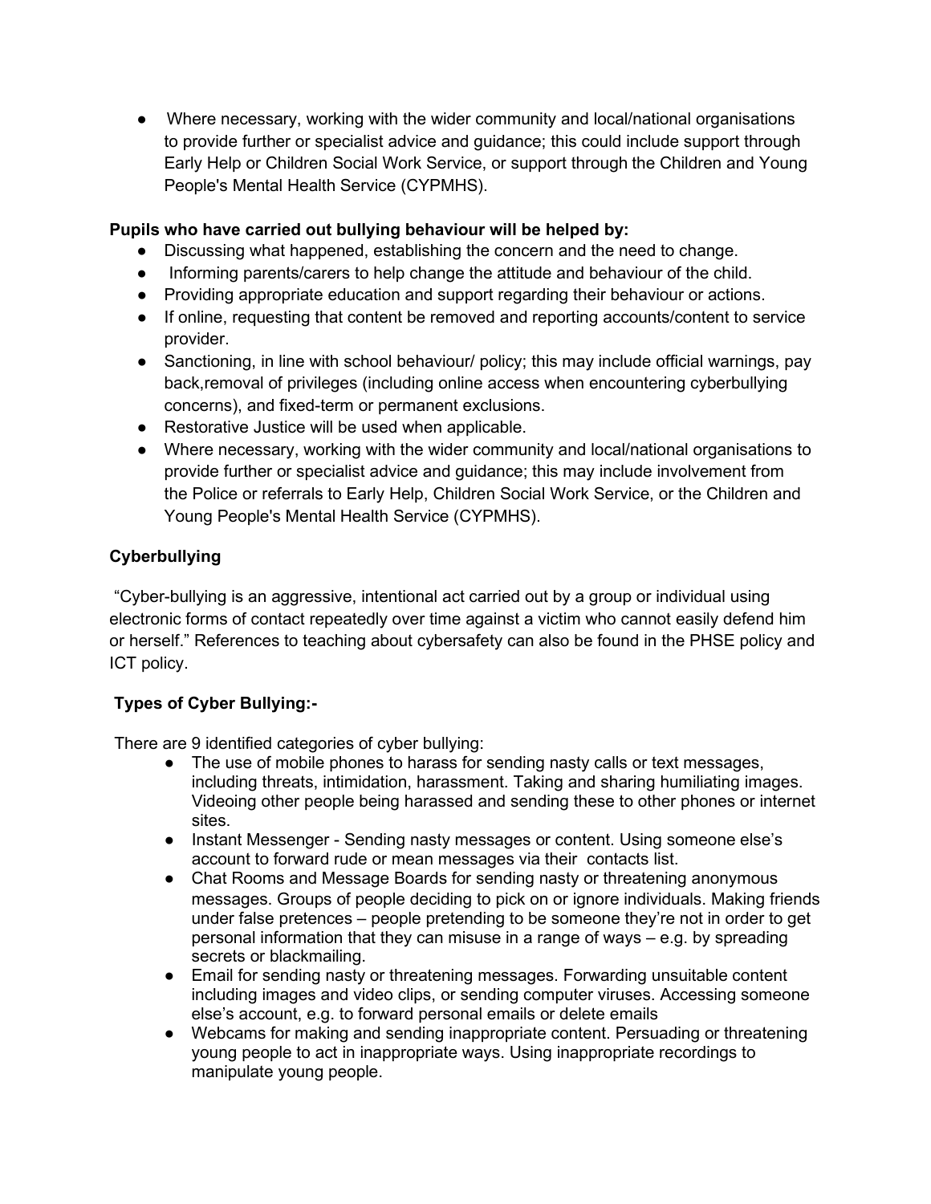- Where necessary, working with the wider community and local/national organisations to provide further or specialist advice and guidance; this could include support through Early Help or Children Social Work Service, or support through the Children and Young People's Mental Health Service (CYPMHS).

**Pupils who have carried out bullying behaviour will be helped by:**

- Discussing what happened, establishing the concern and the need to change.
- Informing parents/carers to help change the attitude and behaviour of the child.
- Providing appropriate education and support regarding their behaviour or actions.
- If online, requesting that content be removed and reporting accounts/content to service provider.
- Sanctioning, in line with school behaviour/ policy; this may include official warnings, pay back,removal of privileges (including online access when encountering cyberbullying concerns), and fixed-term or permanent exclusions.
- Restorative Justice will be used when applicable.
- Where necessary, working with the wider community and local/national organisations to provide further or specialist advice and guidance; this may include involvement from the Police or referrals to Early Help, Children Social Work Service, or the Children and Young People's Mental Health Service (CYPMHS).

**Cyberbullying**

"Cyber-bullying is an aggressive, intentional act carried out by a group or individual using electronic forms of contact repeatedly over time against a victim who cannot easily defend him or herself." References to teaching about cybersafety can also be found in the PHSE policy and ICT policy.

**Types of Cyber Bullying:-**

There are 9 identified categories of cyber bullying:

- The use of mobile phones to harass for sending nasty calls or text messages, including threats, intimidation, harassment. Taking and sharing humiliating images. Videoing other people being harassed and sending these to other phones or internet sites.
- Instant Messenger - Sending nasty messages or content. Using someone else's account to forward rude or mean messages via their contacts list.
- Chat Rooms and Message Boards for sending nasty or threatening anonymous messages. Groups of people deciding to pick on or ignore individuals. Making friends under false pretences – people pretending to be someone they're not in order to get personal information that they can misuse in a range of ways – e.g. by spreading secrets or blackmailing.
- Email for sending nasty or threatening messages. Forwarding unsuitable content including images and video clips, or sending computer viruses. Accessing someone else's account, e.g. to forward personal emails or delete emails
- Webcams for making and sending inappropriate content. Persuading or threatening young people to act in inappropriate ways. Using inappropriate recordings to manipulate young people.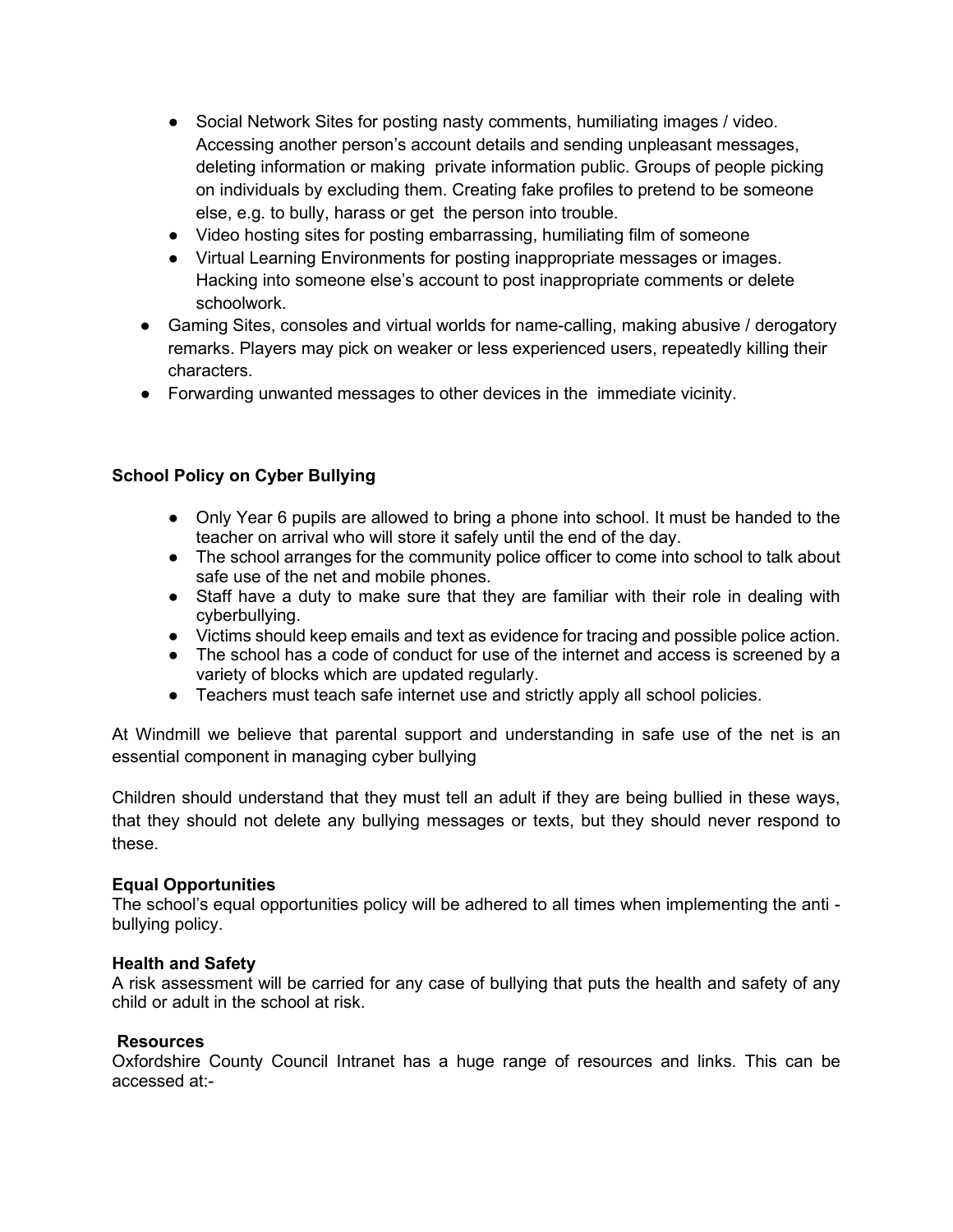- Social Network Sites for posting nasty comments, humiliating images / video. Accessing another person's account details and sending unpleasant messages, deleting information or making private information public. Groups of people picking on individuals by excluding them. Creating fake profiles to pretend to be someone else, e.g. to bully, harass or get the person into trouble.
- Video hosting sites for posting embarrassing, humiliating film of someone
- Virtual Learning Environments for posting inappropriate messages or images. Hacking into someone else's account to post inappropriate comments or delete schoolwork.

- Gaming Sites, consoles and virtual worlds for name-calling, making abusive / derogatory remarks. Players may pick on weaker or less experienced users, repeatedly killing their characters.
- Forwarding unwanted messages to other devices in the immediate vicinity.

**School Policy on Cyber Bullying**

- Only Year 6 pupils are allowed to bring a phone into school. It must be handed to the teacher on arrival who will store it safely until the end of the day.
- The school arranges for the community police officer to come into school to talk about safe use of the net and mobile phones.
- Staff have a duty to make sure that they are familiar with their role in dealing with cyberbullying.
- Victims should keep emails and text as evidence for tracing and possible police action.
- The school has a code of conduct for use of the internet and access is screened by a variety of blocks which are updated regularly.
- Teachers must teach safe internet use and strictly apply all school policies.

At Windmill we believe that parental support and understanding in safe use of the net is an essential component in managing cyber bullying

Children should understand that they must tell an adult if they are being bullied in these ways, that they should not delete any bullying messages or texts, but they should never respond to these.

**Equal Opportunities**
The school's equal opportunities policy will be adhered to all times when implementing the anti - bullying policy.

**Health and Safety**
A risk assessment will be carried for any case of bullying that puts the health and safety of any child or adult in the school at risk.

**Resources**
Oxfordshire County Council Intranet has a huge range of resources and links. This can be accessed at:-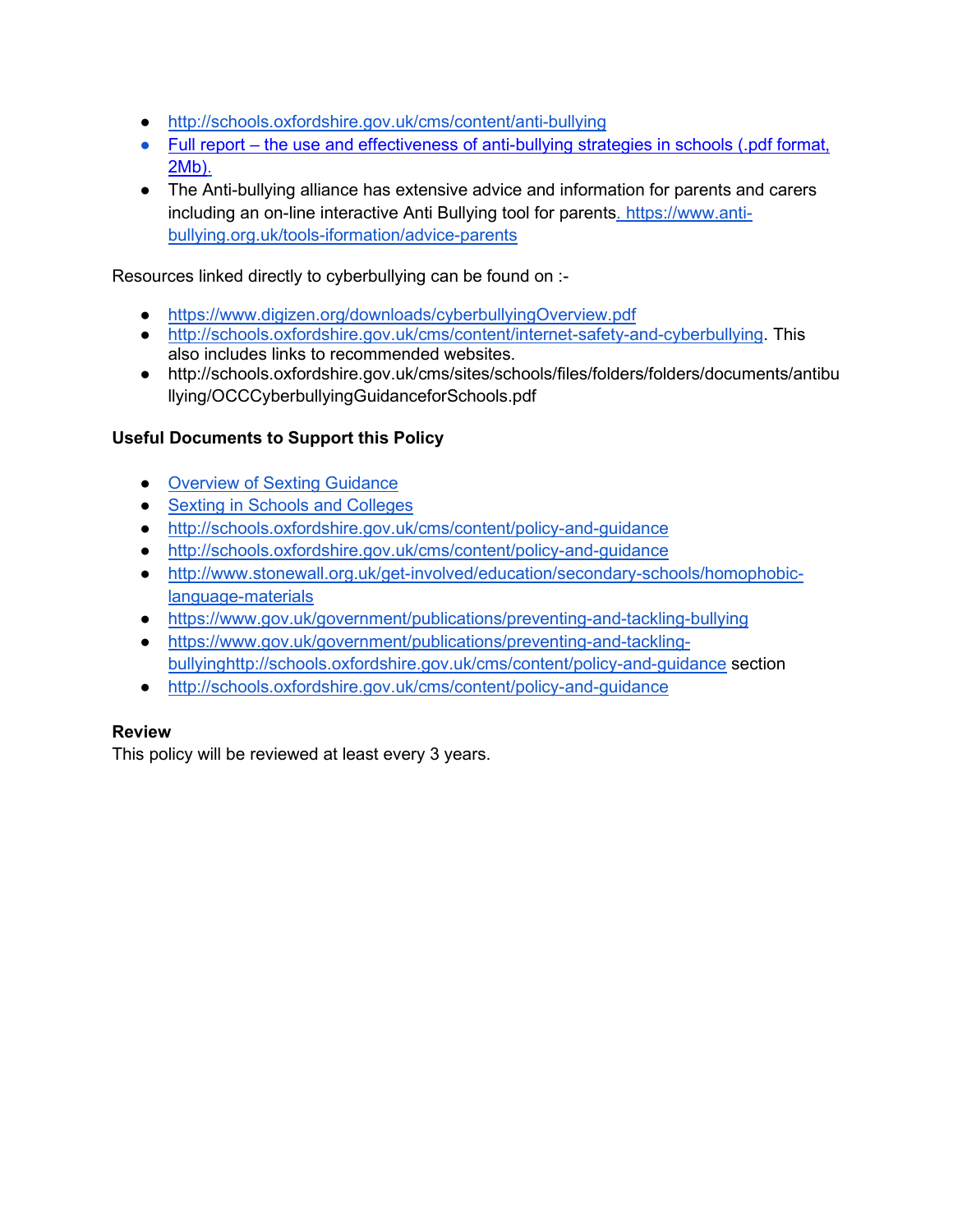- http://schools.oxfordshire.gov.uk/cms/content/anti-bullying
- Full report – the use and effectiveness of anti-bullying strategies in schools (.pdf format, 2Mb).
- The Anti-bullying alliance has extensive advice and information for parents and carers including an on-line interactive Anti Bullying tool for parents. https://www.anti-bullying.org.uk/tools-iformation/advice-parents

Resources linked directly to cyberbullying can be found on :-

- https://www.digizen.org/downloads/cyberbullyingOverview.pdf
- http://schools.oxfordshire.gov.uk/cms/content/internet-safety-and-cyberbullying. This also includes links to recommended websites.
- http://schools.oxfordshire.gov.uk/cms/sites/schools/files/folders/folders/documents/antibullying/OCCCyberbullyingGuidanceforSchools.pdf

**Useful Documents to Support this Policy**

- Overview of Sexting Guidance
- Sexting in Schools and Colleges
- http://schools.oxfordshire.gov.uk/cms/content/policy-and-guidance
- http://schools.oxfordshire.gov.uk/cms/content/policy-and-guidance
- http://www.stonewall.org.uk/get-involved/education/secondary-schools/homophobic-language-materials
- https://www.gov.uk/government/publications/preventing-and-tackling-bullying
- https://www.gov.uk/government/publications/preventing-and-tackling-bullyinghttp://schools.oxfordshire.gov.uk/cms/content/policy-and-guidance section
- http://schools.oxfordshire.gov.uk/cms/content/policy-and-guidance

**Review**
This policy will be reviewed at least every 3 years.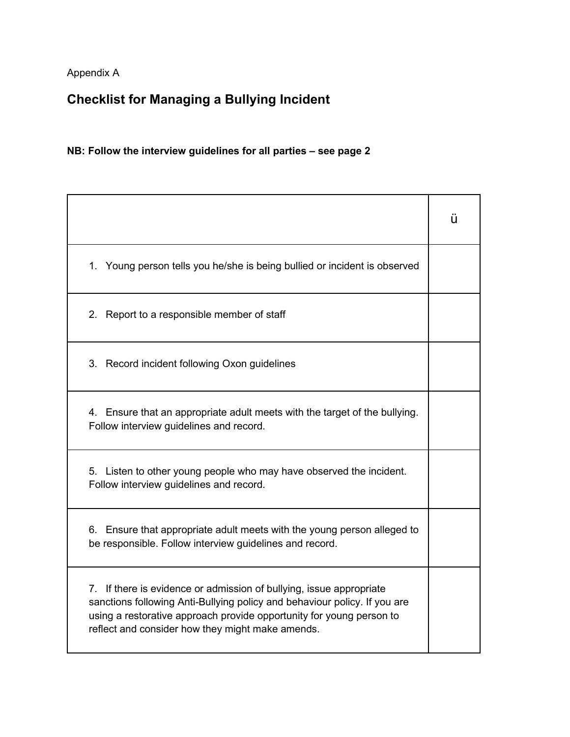Appendix A

## Checklist for Managing a Bullying Incident

**NB: Follow the interview guidelines for all parties – see page 2**

| | ü |
|---|---|
| 1. Young person tells you he/she is being bullied or incident is observed | |
| 2. Report to a responsible member of staff | |
| 3. Record incident following Oxon guidelines | |
| 4. Ensure that an appropriate adult meets with the target of the bullying. Follow interview guidelines and record. | |
| 5. Listen to other young people who may have observed the incident. Follow interview guidelines and record. | |
| 6. Ensure that appropriate adult meets with the young person alleged to be responsible. Follow interview guidelines and record. | |
| 7. If there is evidence or admission of bullying, issue appropriate sanctions following Anti-Bullying policy and behaviour policy. If you are using a restorative approach provide opportunity for young person to reflect and consider how they might make amends. | |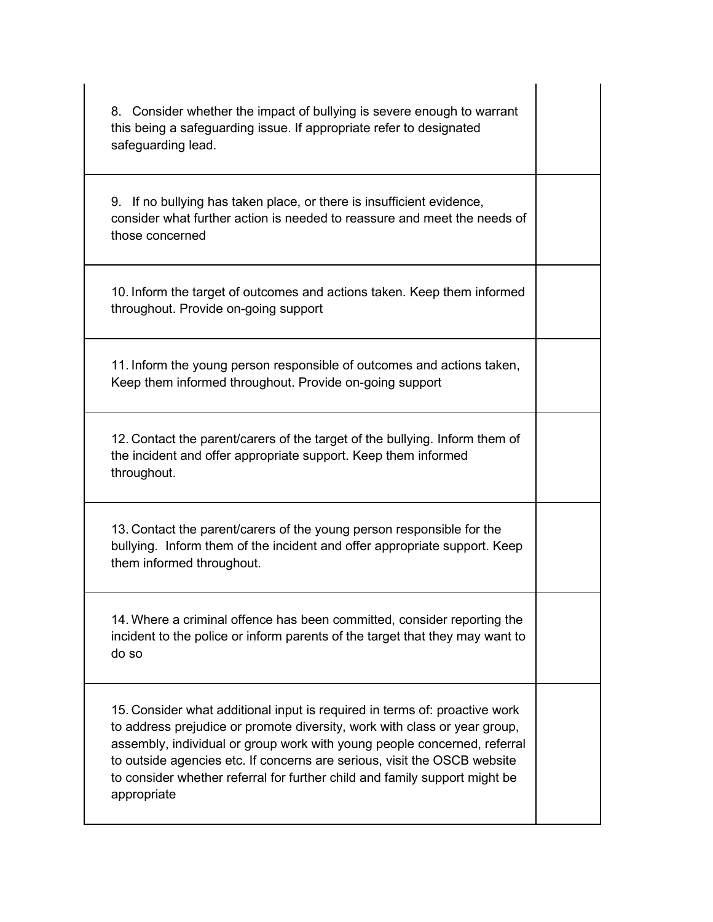| | |
|---|---|
| 8. Consider whether the impact of bullying is severe enough to warrant this being a safeguarding issue. If appropriate refer to designated safeguarding lead. | |
| 9. If no bullying has taken place, or there is insufficient evidence, consider what further action is needed to reassure and meet the needs of those concerned | |
| 10. Inform the target of outcomes and actions taken. Keep them informed throughout. Provide on-going support | |
| 11. Inform the young person responsible of outcomes and actions taken, Keep them informed throughout. Provide on-going support | |
| 12. Contact the parent/carers of the target of the bullying. Inform them of the incident and offer appropriate support. Keep them informed throughout. | |
| 13. Contact the parent/carers of the young person responsible for the bullying. Inform them of the incident and offer appropriate support. Keep them informed throughout. | |
| 14. Where a criminal offence has been committed, consider reporting the incident to the police or inform parents of the target that they may want to do so | |
| 15. Consider what additional input is required in terms of: proactive work to address prejudice or promote diversity, work with class or year group, assembly, individual or group work with young people concerned, referral to outside agencies etc. If concerns are serious, visit the OSCB website to consider whether referral for further child and family support might be appropriate | |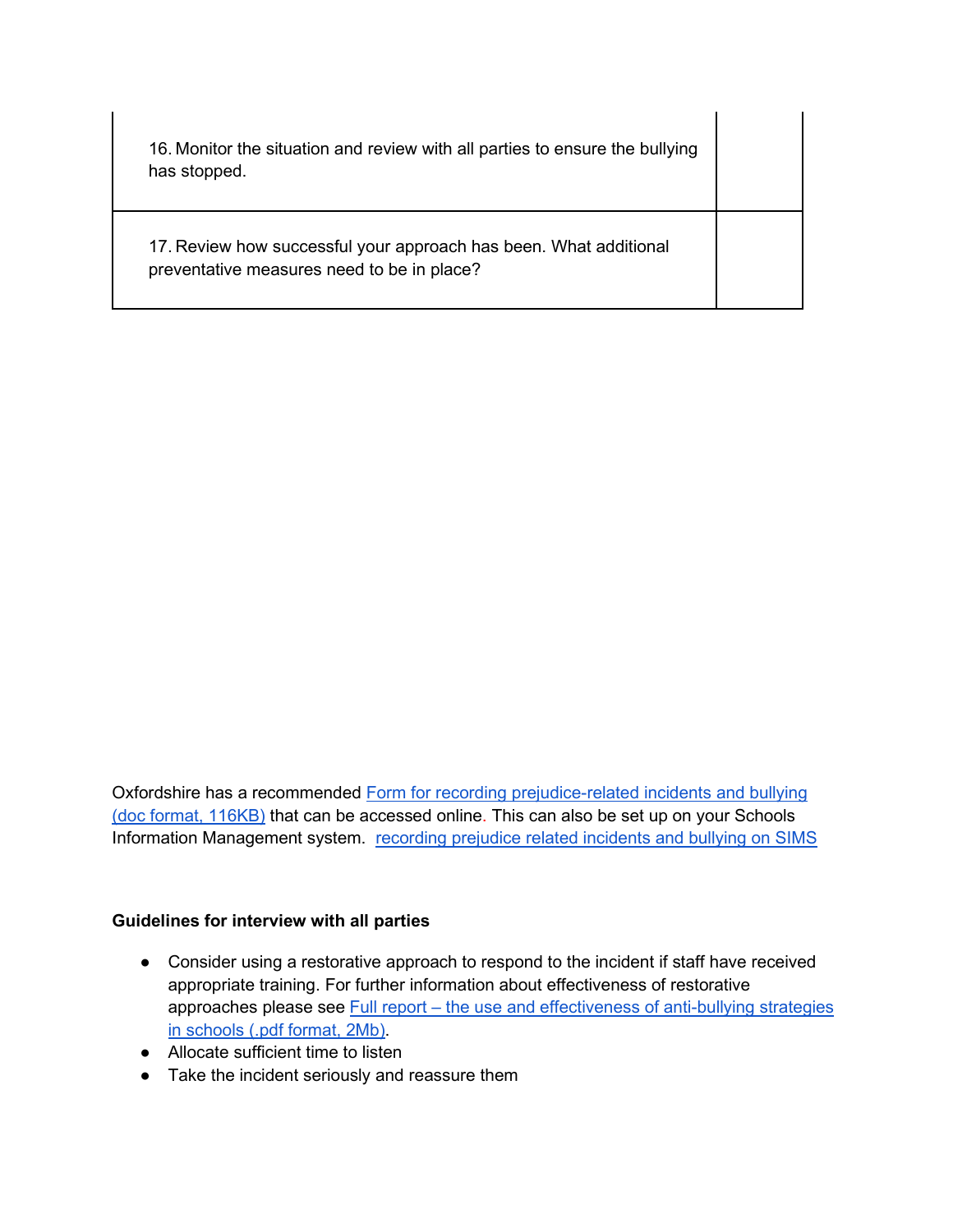| | |
|---|---|
| 16. Monitor the situation and review with all parties to ensure the bullying has stopped. | |
| 17. Review how successful your approach has been. What additional preventative measures need to be in place? | |

Oxfordshire has a recommended Form for recording prejudice-related incidents and bullying (doc format, 116KB) that can be accessed online. This can also be set up on your Schools Information Management system. recording prejudice related incidents and bullying on SIMS

**Guidelines for interview with all parties**

- Consider using a restorative approach to respond to the incident if staff have received appropriate training. For further information about effectiveness of restorative approaches please see Full report – the use and effectiveness of anti-bullying strategies in schools (.pdf format, 2Mb).
- Allocate sufficient time to listen
- Take the incident seriously and reassure them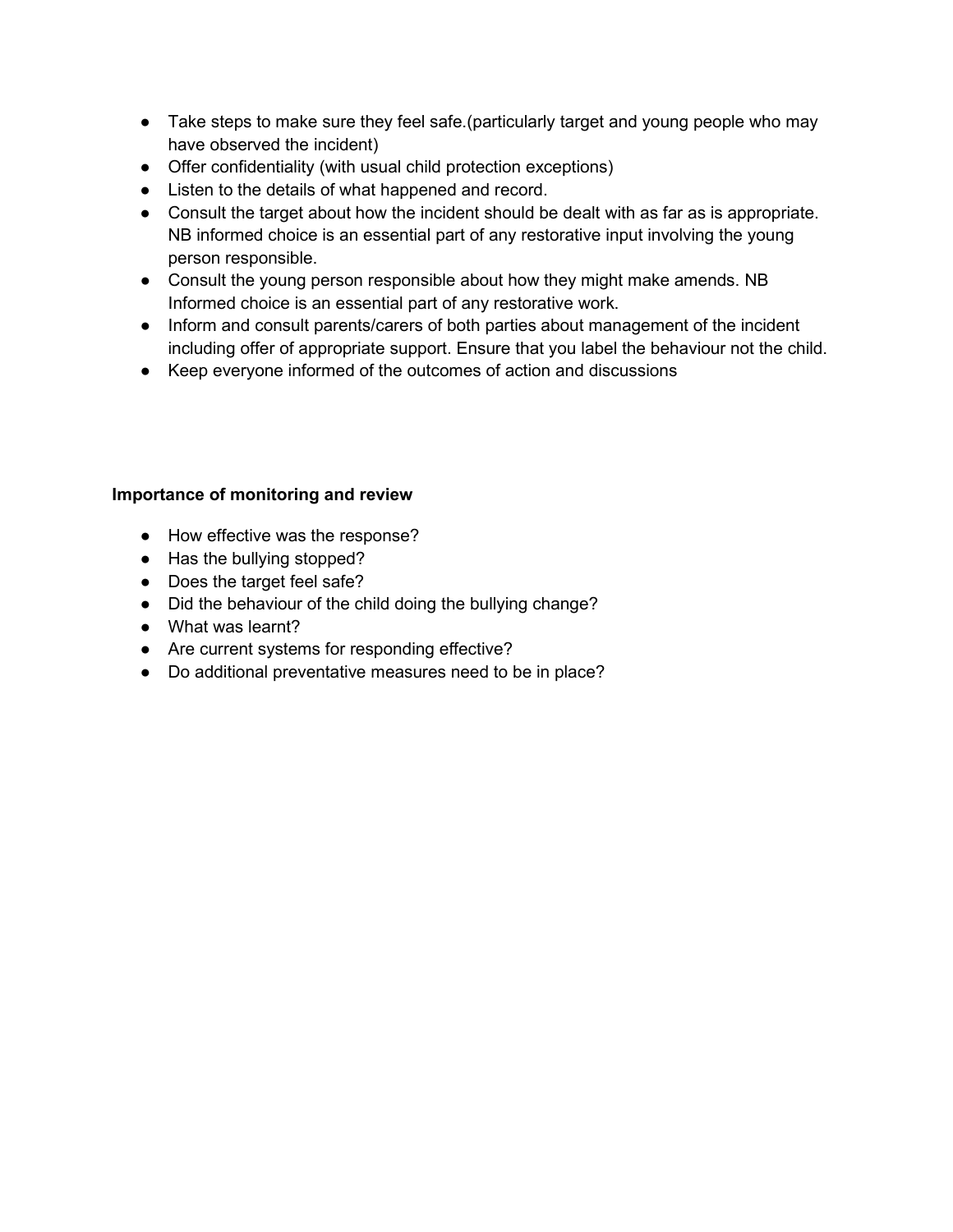- Take steps to make sure they feel safe.(particularly target and young people who may have observed the incident)
- Offer confidentiality (with usual child protection exceptions)
- Listen to the details of what happened and record.
- Consult the target about how the incident should be dealt with as far as is appropriate. NB informed choice is an essential part of any restorative input involving the young person responsible.
- Consult the young person responsible about how they might make amends. NB Informed choice is an essential part of any restorative work.
- Inform and consult parents/carers of both parties about management of the incident including offer of appropriate support. Ensure that you label the behaviour not the child.
- Keep everyone informed of the outcomes of action and discussions

**Importance of monitoring and review**

- How effective was the response?
- Has the bullying stopped?
- Does the target feel safe?
- Did the behaviour of the child doing the bullying change?
- What was learnt?
- Are current systems for responding effective?
- Do additional preventative measures need to be in place?